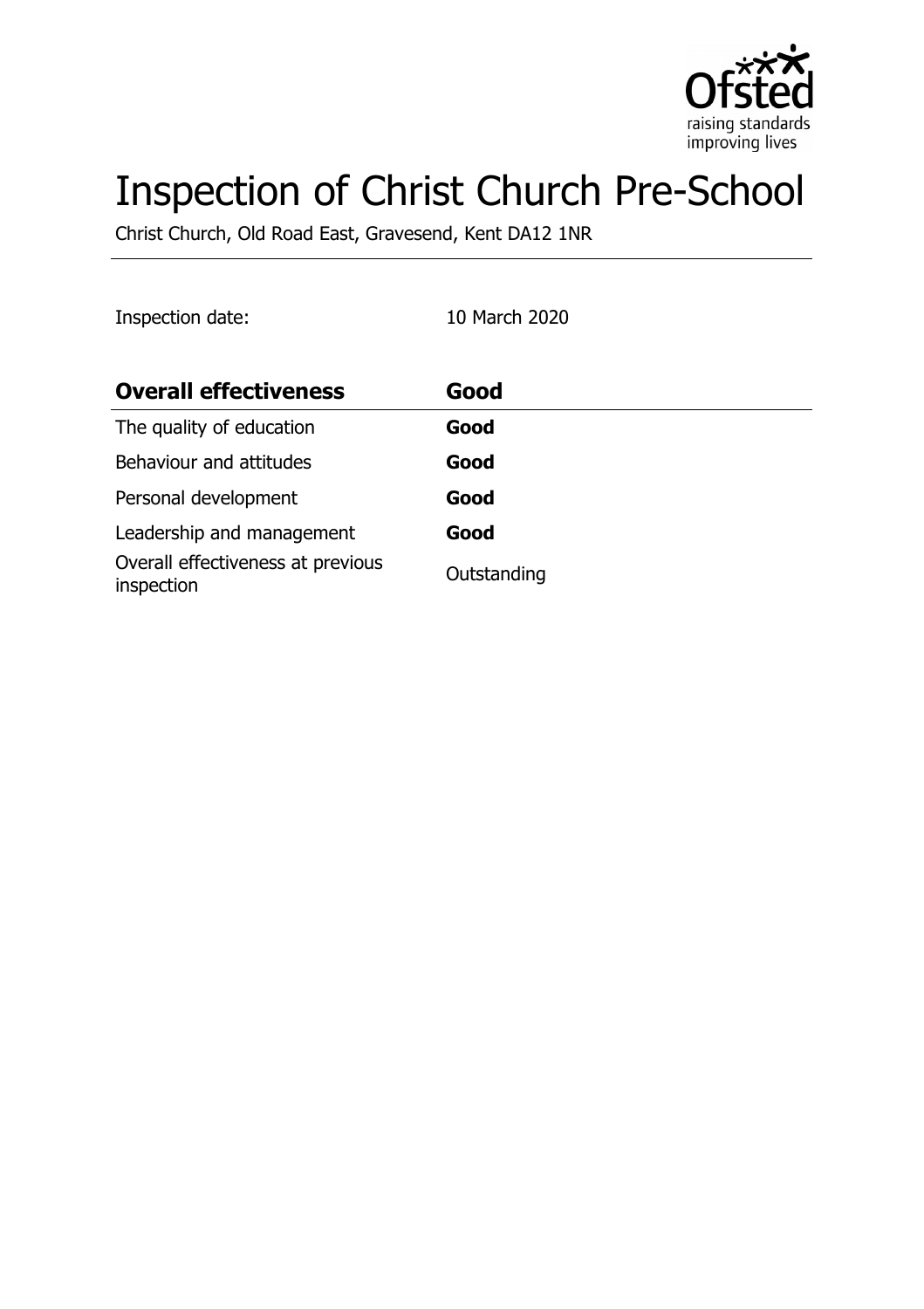# Inspection of Christ Church Pre-School

Christ Church, Old Road East, Gravesend, Kent DA12 1NR

Inspection date: 10 March 2020

| **Overall effectiveness** | **Good** |
|---|---|
| The quality of education | **Good** |
| Behaviour and attitudes | **Good** |
| Personal development | **Good** |
| Leadership and management | **Good** |
| Overall effectiveness at previous inspection | Outstanding |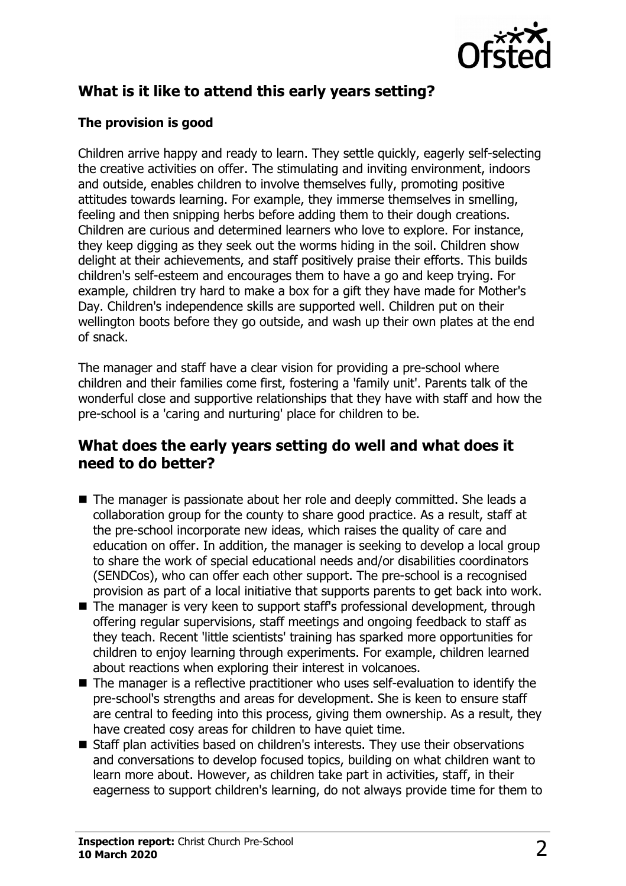## What is it like to attend this early years setting?

### The provision is good

Children arrive happy and ready to learn. They settle quickly, eagerly self-selecting the creative activities on offer. The stimulating and inviting environment, indoors and outside, enables children to involve themselves fully, promoting positive attitudes towards learning. For example, they immerse themselves in smelling, feeling and then snipping herbs before adding them to their dough creations. Children are curious and determined learners who love to explore. For instance, they keep digging as they seek out the worms hiding in the soil. Children show delight at their achievements, and staff positively praise their efforts. This builds children's self-esteem and encourages them to have a go and keep trying. For example, children try hard to make a box for a gift they have made for Mother's Day. Children's independence skills are supported well. Children put on their wellington boots before they go outside, and wash up their own plates at the end of snack.

The manager and staff have a clear vision for providing a pre-school where children and their families come first, fostering a 'family unit'. Parents talk of the wonderful close and supportive relationships that they have with staff and how the pre-school is a 'caring and nurturing' place for children to be.

## What does the early years setting do well and what does it need to do better?

- The manager is passionate about her role and deeply committed. She leads a collaboration group for the county to share good practice. As a result, staff at the pre-school incorporate new ideas, which raises the quality of care and education on offer. In addition, the manager is seeking to develop a local group to share the work of special educational needs and/or disabilities coordinators (SENDCos), who can offer each other support. The pre-school is a recognised provision as part of a local initiative that supports parents to get back into work.
- The manager is very keen to support staff's professional development, through offering regular supervisions, staff meetings and ongoing feedback to staff as they teach. Recent 'little scientists' training has sparked more opportunities for children to enjoy learning through experiments. For example, children learned about reactions when exploring their interest in volcanoes.
- The manager is a reflective practitioner who uses self-evaluation to identify the pre-school's strengths and areas for development. She is keen to ensure staff are central to feeding into this process, giving them ownership. As a result, they have created cosy areas for children to have quiet time.
- Staff plan activities based on children's interests. They use their observations and conversations to develop focused topics, building on what children want to learn more about. However, as children take part in activities, staff, in their eagerness to support children's learning, do not always provide time for them to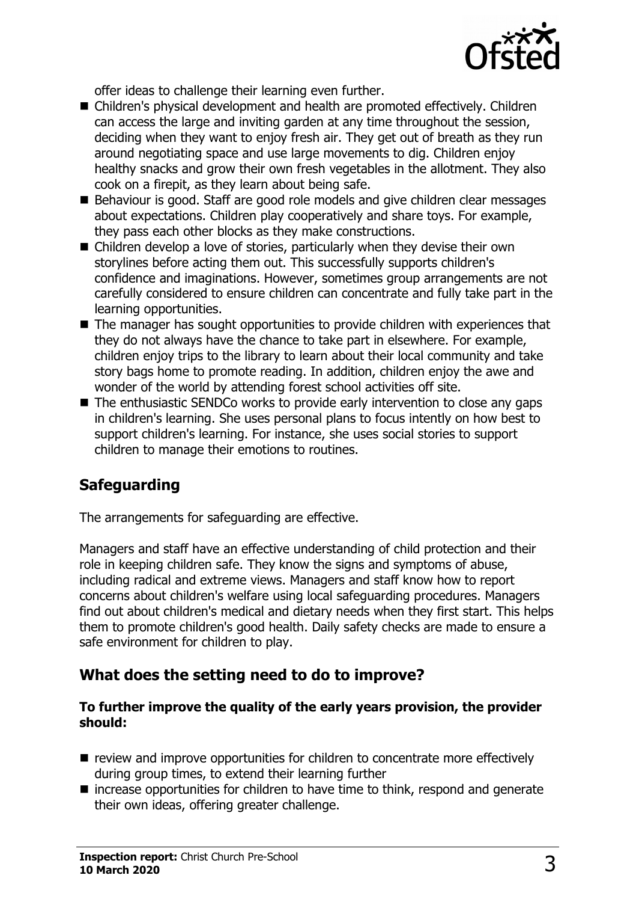offer ideas to challenge their learning even further.

- Children's physical development and health are promoted effectively. Children can access the large and inviting garden at any time throughout the session, deciding when they want to enjoy fresh air. They get out of breath as they run around negotiating space and use large movements to dig. Children enjoy healthy snacks and grow their own fresh vegetables in the allotment. They also cook on a firepit, as they learn about being safe.
- Behaviour is good. Staff are good role models and give children clear messages about expectations. Children play cooperatively and share toys. For example, they pass each other blocks as they make constructions.
- Children develop a love of stories, particularly when they devise their own storylines before acting them out. This successfully supports children's confidence and imaginations. However, sometimes group arrangements are not carefully considered to ensure children can concentrate and fully take part in the learning opportunities.
- The manager has sought opportunities to provide children with experiences that they do not always have the chance to take part in elsewhere. For example, children enjoy trips to the library to learn about their local community and take story bags home to promote reading. In addition, children enjoy the awe and wonder of the world by attending forest school activities off site.
- The enthusiastic SENDCo works to provide early intervention to close any gaps in children's learning. She uses personal plans to focus intently on how best to support children's learning. For instance, she uses social stories to support children to manage their emotions to routines.

## Safeguarding

The arrangements for safeguarding are effective.

Managers and staff have an effective understanding of child protection and their role in keeping children safe. They know the signs and symptoms of abuse, including radical and extreme views. Managers and staff know how to report concerns about children's welfare using local safeguarding procedures. Managers find out about children's medical and dietary needs when they first start. This helps them to promote children's good health. Daily safety checks are made to ensure a safe environment for children to play.

## What does the setting need to do to improve?

**To further improve the quality of the early years provision, the provider should:**

- review and improve opportunities for children to concentrate more effectively during group times, to extend their learning further
- increase opportunities for children to have time to think, respond and generate their own ideas, offering greater challenge.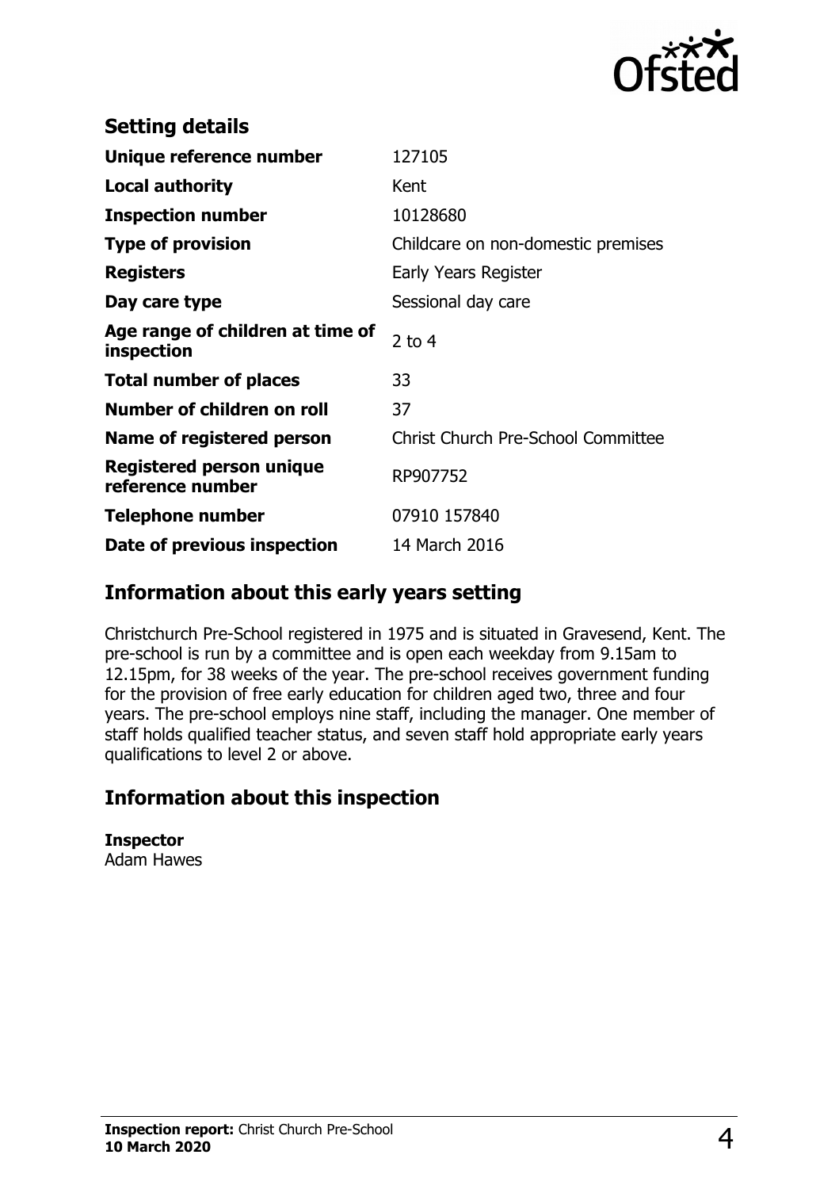## Setting details

| | |
|---|---|
| **Unique reference number** | 127105 |
| **Local authority** | Kent |
| **Inspection number** | 10128680 |
| **Type of provision** | Childcare on non-domestic premises |
| **Registers** | Early Years Register |
| **Day care type** | Sessional day care |
| **Age range of children at time of inspection** | 2 to 4 |
| **Total number of places** | 33 |
| **Number of children on roll** | 37 |
| **Name of registered person** | Christ Church Pre-School Committee |
| **Registered person unique reference number** | RP907752 |
| **Telephone number** | 07910 157840 |
| **Date of previous inspection** | 14 March 2016 |

## Information about this early years setting

Christchurch Pre-School registered in 1975 and is situated in Gravesend, Kent. The pre-school is run by a committee and is open each weekday from 9.15am to 12.15pm, for 38 weeks of the year. The pre-school receives government funding for the provision of free early education for children aged two, three and four years. The pre-school employs nine staff, including the manager. One member of staff holds qualified teacher status, and seven staff hold appropriate early years qualifications to level 2 or above.

## Information about this inspection

**Inspector**
Adam Hawes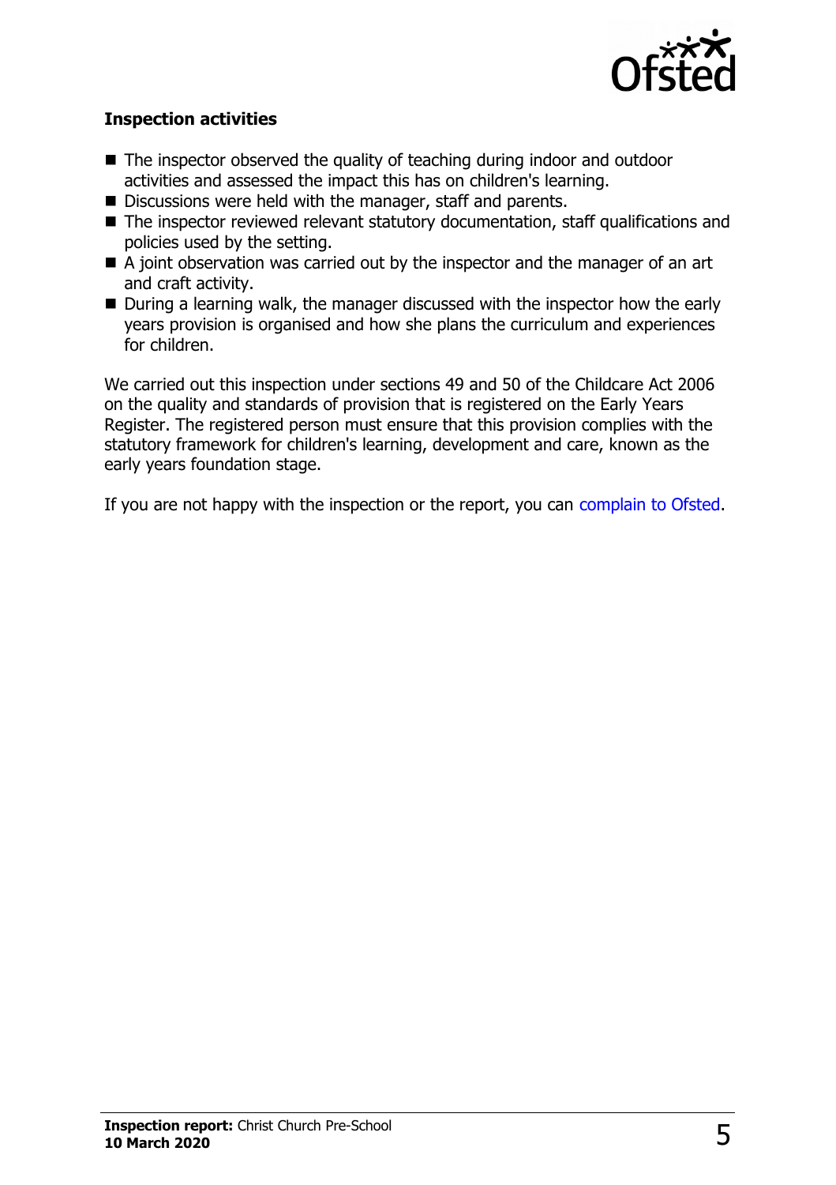### Inspection activities

- The inspector observed the quality of teaching during indoor and outdoor activities and assessed the impact this has on children's learning.
- Discussions were held with the manager, staff and parents.
- The inspector reviewed relevant statutory documentation, staff qualifications and policies used by the setting.
- A joint observation was carried out by the inspector and the manager of an art and craft activity.
- During a learning walk, the manager discussed with the inspector how the early years provision is organised and how she plans the curriculum and experiences for children.

We carried out this inspection under sections 49 and 50 of the Childcare Act 2006 on the quality and standards of provision that is registered on the Early Years Register. The registered person must ensure that this provision complies with the statutory framework for children's learning, development and care, known as the early years foundation stage.

If you are not happy with the inspection or the report, you can complain to Ofsted.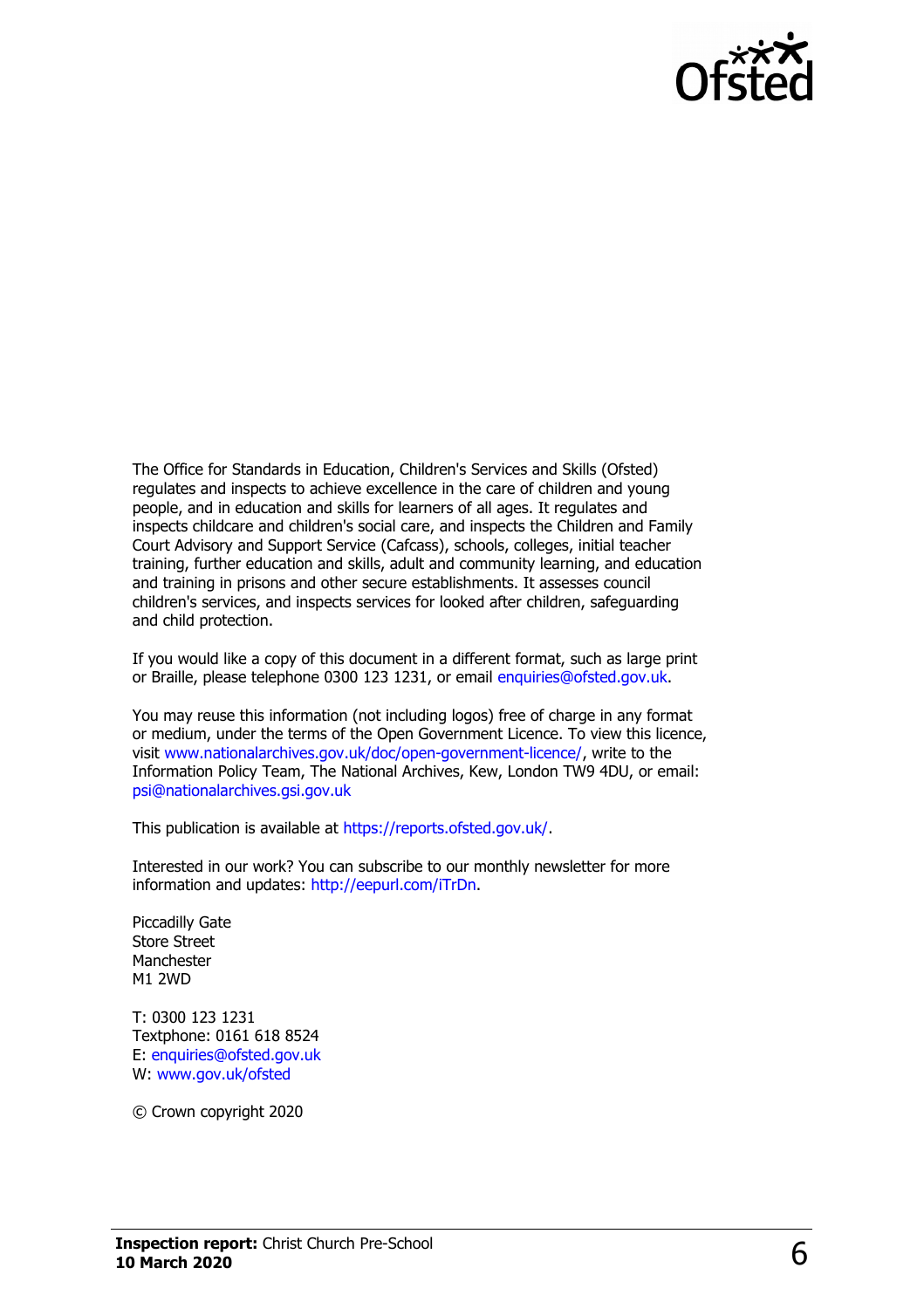The Office for Standards in Education, Children's Services and Skills (Ofsted) regulates and inspects to achieve excellence in the care of children and young people, and in education and skills for learners of all ages. It regulates and inspects childcare and children's social care, and inspects the Children and Family Court Advisory and Support Service (Cafcass), schools, colleges, initial teacher training, further education and skills, adult and community learning, and education and training in prisons and other secure establishments. It assesses council children's services, and inspects services for looked after children, safeguarding and child protection.

If you would like a copy of this document in a different format, such as large print or Braille, please telephone 0300 123 1231, or email enquiries@ofsted.gov.uk.

You may reuse this information (not including logos) free of charge in any format or medium, under the terms of the Open Government Licence. To view this licence, visit www.nationalarchives.gov.uk/doc/open-government-licence/, write to the Information Policy Team, The National Archives, Kew, London TW9 4DU, or email: psi@nationalarchives.gsi.gov.uk

This publication is available at https://reports.ofsted.gov.uk/.

Interested in our work? You can subscribe to our monthly newsletter for more information and updates: http://eepurl.com/iTrDn.

Piccadilly Gate
Store Street
Manchester
M1 2WD

T: 0300 123 1231
Textphone: 0161 618 8524
E: enquiries@ofsted.gov.uk
W: www.gov.uk/ofsted

© Crown copyright 2020